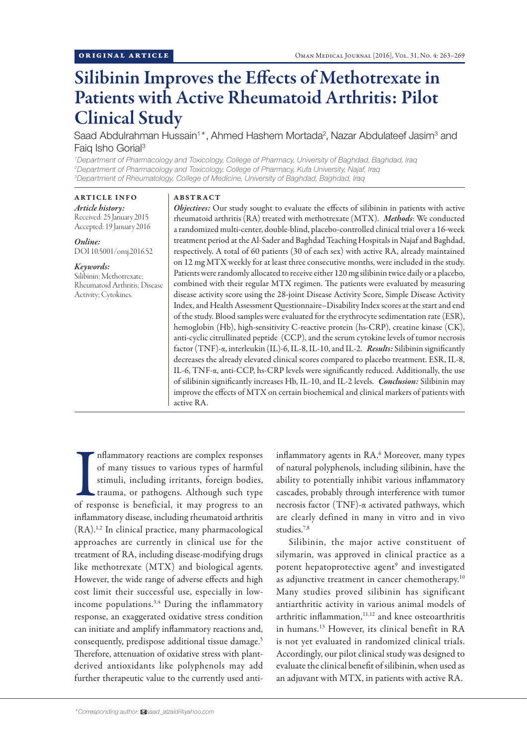ORIGINAL ARTICLE

# Silibinin Improves the Effects of Methotrexate in Patients with Active Rheumatoid Arthritis: Pilot Clinical Study

Saad Abdulrahman Hussain[1]*, Ahmed Hashem Mortada[2], Nazar Abdulateef Jasim[3] and Faiq Isho Gorial[3]

[1]Department of Pharmacology and Toxicology, College of Pharmacy, University of Baghdad, Baghdad, Iraq
[2]Department of Pharmacology and Toxicology, College of Pharmacy, Kufa University, Najaf, Iraq
[3]Department of Rheumatology, College of Medicine, University of Baghdad, Baghdad, Iraq

## ARTICLE INFO

*Article history:*
Received: 25 January 2015
Accepted: 19 January 2016

*Online:*
DOI 10.5001/omj.2016.52

*Keywords:*
Silibinin; Methotrexate; Rheumatoid Arthritis; Disease Activity; Cytokines.

## ABSTRACT

***Objectives:*** Our study sought to evaluate the effects of silibinin in patients with active rheumatoid arthritis (RA) treated with methotrexate (MTX). ***Methods***: We conducted a randomized multi-center, double-blind, placebo-controlled clinical trial over a 16-week treatment period at the Al-Sader and Baghdad Teaching Hospitals in Najaf and Baghdad, respectively. A total of 60 patients (30 of each sex) with active RA, already maintained on 12 mg MTX weekly for at least three consecutive months, were included in the study. Patients were randomly allocated to receive either 120 mg silibinin twice daily or a placebo, combined with their regular MTX regimen. The patients were evaluated by measuring disease activity score using the 28-joint Disease Activity Score, Simple Disease Activity Index, and Health Assessment Questionnaire–Disability Index scores at the start and end of the study. Blood samples were evaluated for the erythrocyte sedimentation rate (ESR), hemoglobin (Hb), high-sensitivity C-reactive protein (hs-CRP), creatine kinase (CK), anti-cyclic citrullinated peptide (CCP), and the serum cytokine levels of tumor necrosis factor (TNF)-$\alpha$, interleukin (IL)-6, IL-8, IL-10, and IL-2. ***Results:*** Silibinin significantly decreases the already elevated clinical scores compared to placebo treatment. ESR, IL-8, IL-6, TNF-$\alpha$, anti-CCP, hs-CRP levels were significantly reduced. Additionally, the use of silibinin significantly increases Hb, IL-10, and IL-2 levels. ***Conclusion:*** Silibinin may improve the effects of MTX on certain biochemical and clinical markers of patients with active RA.

Inflammatory reactions are complex responses of many tissues to various types of harmful stimuli, including irritants, foreign bodies, trauma, or pathogens. Although such type of response is beneficial, it may progress to an inflammatory disease, including rheumatoid arthritis (RA).[1,2] In clinical practice, many pharmacological approaches are currently in clinical use for the treatment of RA, including disease-modifying drugs like methotrexate (MTX) and biological agents. However, the wide range of adverse effects and high cost limit their successful use, especially in low-income populations.[3,4] During the inflammatory response, an exaggerated oxidative stress condition can initiate and amplify inflammatory reactions and, consequently, predispose additional tissue damage.[5] Therefore, attenuation of oxidative stress with plant-derived antioxidants like polyphenols may add further therapeutic value to the currently used anti-inflammatory agents in RA.[6] Moreover, many types of natural polyphenols, including silibinin, have the ability to potentially inhibit various inflammatory cascades, probably through interference with tumor necrosis factor (TNF)-$\alpha$ activated pathways, which are clearly defined in many in vitro and in vivo studies.[7,8]

Silibinin, the major active constituent of silymarin, was approved in clinical practice as a potent hepatoprotective agent[9] and investigated as adjunctive treatment in cancer chemotherapy.[10] Many studies proved silibinin has significant antiarthritic activity in various animal models of arthritic inflammation,[11,12] and knee osteoarthritis in humans.[13] However, its clinical benefit in RA is not yet evaluated in randomized clinical trials. Accordingly, our pilot clinical study was designed to evaluate the clinical benefit of silibinin, when used as an adjuvant with MTX, in patients with active RA.

*Corresponding author: saad_alzaidi@yahoo.com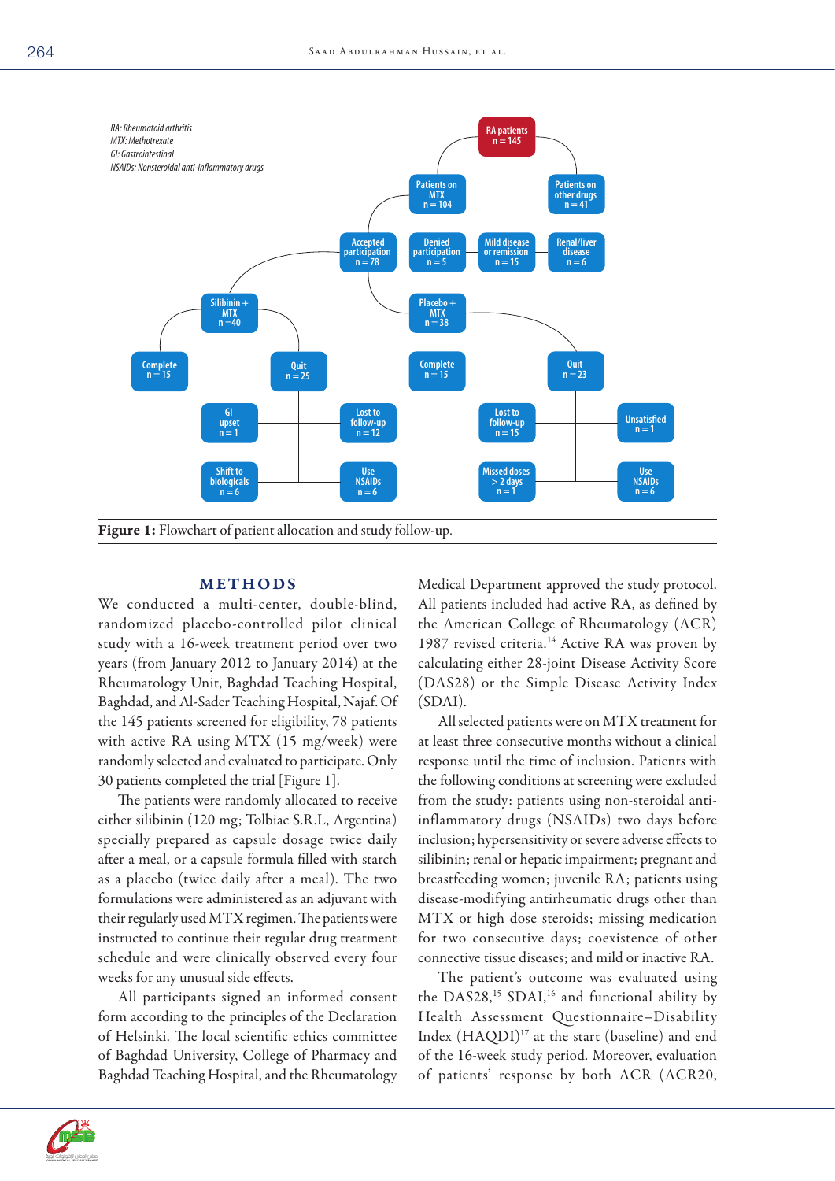RA: Rheumatoid arthritis
MTX: Methotrexate
GI: Gastrointestinal
NSAIDs: Nonsteroidal anti-inflammatory drugs

- RA patients n = 145
  - Patients on MTX n = 104
    - Accepted participation n = 78
      - Silibinin + MTX n = 40
        - Complete n = 15
        - Quit n = 25
          - GI upset n = 1
          - Lost to follow-up n = 12
          - Shift to biologicals n = 6
          - Use NSAIDs n = 6
      - Placebo + MTX n = 38
        - Complete n = 15
        - Quit n = 23
          - Lost to follow-up n = 15
          - Unsatisfied n = 1
          - Missed doses > 2 days n = 1
          - Use NSAIDs n = 6
    - Denied participation n = 5
    - Mild disease or remission n = 15
    - Renal/liver disease n = 6
  - Patients on other drugs n = 41

**Figure 1:** Flowchart of patient allocation and study follow-up.

## METHODS

We conducted a multi-center, double-blind, randomized placebo-controlled pilot clinical study with a 16-week treatment period over two years (from January 2012 to January 2014) at the Rheumatology Unit, Baghdad Teaching Hospital, Baghdad, and Al-Sader Teaching Hospital, Najaf. Of the 145 patients screened for eligibility, 78 patients with active RA using MTX (15 mg/week) were randomly selected and evaluated to participate. Only 30 patients completed the trial [Figure 1].

The patients were randomly allocated to receive either silibinin (120 mg; Tolbiac S.R.L, Argentina) specially prepared as capsule dosage twice daily after a meal, or a capsule formula filled with starch as a placebo (twice daily after a meal). The two formulations were administered as an adjuvant with their regularly used MTX regimen. The patients were instructed to continue their regular drug treatment schedule and were clinically observed every four weeks for any unusual side effects.

All participants signed an informed consent form according to the principles of the Declaration of Helsinki. The local scientific ethics committee of Baghdad University, College of Pharmacy and Baghdad Teaching Hospital, and the Rheumatology Medical Department approved the study protocol. All patients included had active RA, as defined by the American College of Rheumatology (ACR) 1987 revised criteria.[14] Active RA was proven by calculating either 28-joint Disease Activity Score (DAS28) or the Simple Disease Activity Index (SDAI).

All selected patients were on MTX treatment for at least three consecutive months without a clinical response until the time of inclusion. Patients with the following conditions at screening were excluded from the study: patients using non-steroidal anti-inflammatory drugs (NSAIDs) two days before inclusion; hypersensitivity or severe adverse effects to silibinin; renal or hepatic impairment; pregnant and breastfeeding women; juvenile RA; patients using disease-modifying antirheumatic drugs other than MTX or high dose steroids; missing medication for two consecutive days; coexistence of other connective tissue diseases; and mild or inactive RA.

The patient's outcome was evaluated using the DAS28,[15] SDAI,[16] and functional ability by Health Assessment Questionnaire–Disability Index (HAQDI)[17] at the start (baseline) and end of the 16-week study period. Moreover, evaluation of patients' response by both ACR (ACR20,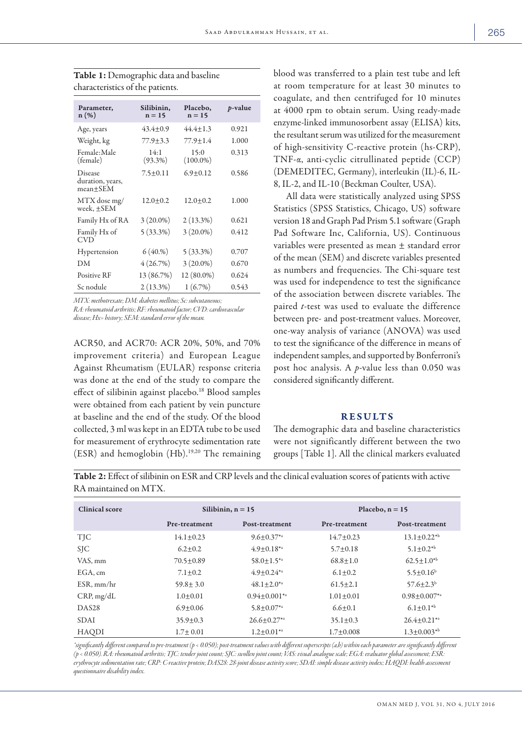**Table 1:** Demographic data and baseline characteristics of the patients.

| Parameter, n (%) | Silibinin, n = 15 | Placebo, n = 15 | *p*-value |
|---|---|---|---|
| Age, years | 43.4±0.9 | 44.4±1.3 | 0.921 |
| Weight, kg | 77.9±3.3 | 77.9±1.4 | 1.000 |
| Female:Male (female) | 14:1 (93.3%) | 15:0 (100.0%) | 0.313 |
| Disease duration, years, mean±SEM | 7.5±0.11 | 6.9±0.12 | 0.586 |
| MTX dose mg/week, ±SEM | 12.0±0.2 | 12.0±0.2 | 1.000 |
| Family Hx of RA | 3 (20.0%) | 2 (13.3%) | 0.621 |
| Family Hx of CVD | 5 (33.3%) | 3 (20.0%) | 0.412 |
| Hypertension | 6 (40.%) | 5 (33.3%) | 0.707 |
| DM | 4 (26.7%) | 3 (20.0%) | 0.670 |
| Positive RF | 13 (86.7%) | 12 (80.0%) | 0.624 |
| Sc nodule | 2 (13.3%) | 1 (6.7%) | 0.543 |

*MTX: methotrexate; DM: diabetes mellitus; Sc: subcutaneous; RA: rheumatoid arthritis; RF: rheumatoid factor; CVD: cardiovascular disease; Hx= history; SEM: standard error of the mean.*

ACR50, and ACR70: ACR 20%, 50%, and 70% improvement criteria) and European League Against Rheumatism (EULAR) response criteria was done at the end of the study to compare the effect of silibinin against placebo.[18] Blood samples were obtained from each patient by vein puncture at baseline and the end of the study. Of the blood collected, 3 ml was kept in an EDTA tube to be used for measurement of erythrocyte sedimentation rate (ESR) and hemoglobin (Hb).[19,20] The remaining blood was transferred to a plain test tube and left at room temperature for at least 30 minutes to coagulate, and then centrifuged for 10 minutes at 4000 rpm to obtain serum. Using ready-made enzyme-linked immunosorbent assay (ELISA) kits, the resultant serum was utilized for the measurement of high-sensitivity C-reactive protein (hs-CRP), TNF-$\alpha$, anti-cyclic citrullinated peptide (CCP) (DEMEDITEC, Germany), interleukin (IL)-6, IL-8, IL-2, and IL-10 (Beckman Coulter, USA).

All data were statistically analyzed using SPSS Statistics (SPSS Statistics, Chicago, US) software version 18 and Graph Pad Prism 5.1 software (Graph Pad Software Inc, California, US). Continuous variables were presented as mean ± standard error of the mean (SEM) and discrete variables presented as numbers and frequencies. The Chi-square test was used for independence to test the significance of the association between discrete variables. The paired *t*-test was used to evaluate the difference between pre- and post-treatment values. Moreover, one-way analysis of variance (ANOVA) was used to test the significance of the difference in means of independent samples, and supported by Bonferroni's post hoc analysis. A *p*-value less than 0.050 was considered significantly different.

## RESULTS

The demographic data and baseline characteristics were not significantly different between the two groups [Table 1]. All the clinical markers evaluated

**Table 2:** Effect of silibinin on ESR and CRP levels and the clinical evaluation scores of patients with active RA maintained on MTX.

| Clinical score | Silibinin, n = 15 | | Placebo, n = 15 | |
|---|---|---|---|---|
| | Pre-treatment | Post-treatment | Pre-treatment | Post-treatment |
| TJC | 14.1±0.23 | 9.6±0.37*a | 14.7±0.23 | 13.1±0.22*b |
| SJC | 6.2±0.2 | 4.9±0.18*a | 5.7±0.18 | 5.1±0.2*b |
| VAS, mm | 70.5±0.89 | 58.0±1.5*a | 68.8±1.0 | 62.5±1.0*b |
| EGA, cm | 7.1±0.2 | 4.9±0.24*a | 6.1±0.2 | 5.5±0.16b |
| ESR, mm/hr | 59.8± 3.0 | 48.1±2.0*a | 61.5±2.1 | 57.6±2.3b |
| CRP, mg/dL | 1.0±0.01 | 0.94±0.001*a | 1.01±0.01 | 0.98±0.007*a |
| DAS28 | 6.9±0.06 | 5.8±0.07*a | 6.6±0.1 | 6.1±0.1*b |
| SDAI | 35.9±0.3 | 26.6±0.27*a | 35.1±0.3 | 26.4±0.21*a |
| HAQDI | 1.7± 0.01 | 1.2±0.01*a | 1.7±0.008 | 1.3±0.003*b |

*\*significantly different compared to pre-treatment ($p < 0.050$); post-treatment values with different superscripts (a,b) within each parameter are significantly different ($p < 0.050$). RA: rheumatoid arthritis; TJC: tender joint count; SJC: swollen joint count; VAS: visual analogue scale; EGA: evaluator global assessment; ESR: erythrocyte sedimentation rate; CRP: C-reactive protein; DAS28: 28-joint disease activity score; SDAI: simple disease activity index; HAQDI: health assessment questionnaire disability index.*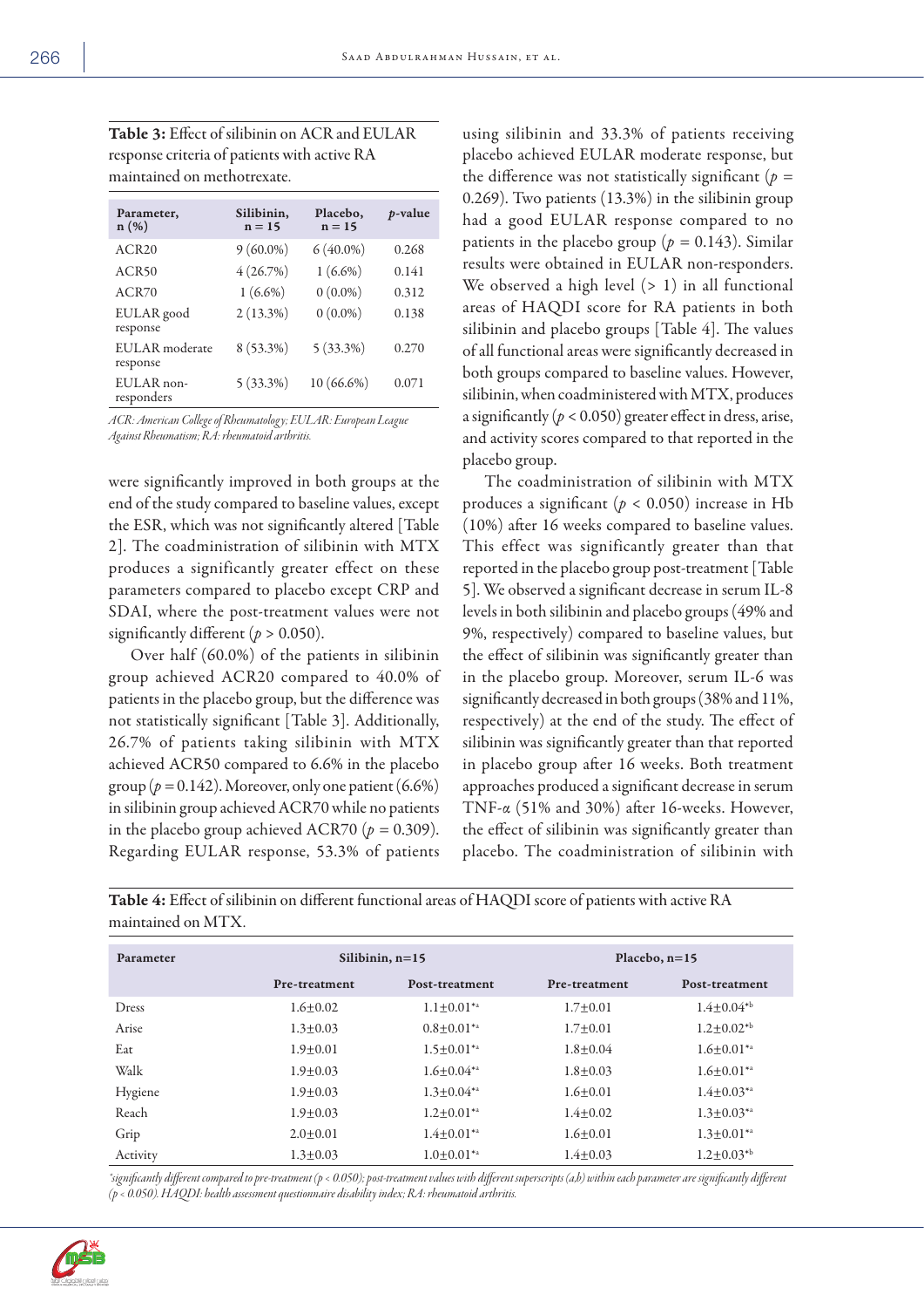**Table 3:** Effect of silibinin on ACR and EULAR response criteria of patients with active RA maintained on methotrexate.

| Parameter, n (%) | Silibinin, n = 15 | Placebo, n = 15 | *p*-value |
|---|---|---|---|
| ACR20 | 9 (60.0%) | 6 (40.0%) | 0.268 |
| ACR50 | 4 (26.7%) | 1 (6.6%) | 0.141 |
| ACR70 | 1 (6.6%) | 0 (0.0%) | 0.312 |
| EULAR good response | 2 (13.3%) | 0 (0.0%) | 0.138 |
| EULAR moderate response | 8 (53.3%) | 5 (33.3%) | 0.270 |
| EULAR non-responders | 5 (33.3%) | 10 (66.6%) | 0.071 |

*ACR: American College of Rheumatology; EULAR: European League Against Rheumatism; RA: rheumatoid arthritis.*

were significantly improved in both groups at the end of the study compared to baseline values, except the ESR, which was not significantly altered [Table 2]. The coadministration of silibinin with MTX produces a significantly greater effect on these parameters compared to placebo except CRP and SDAI, where the post-treatment values were not significantly different ($p > 0.050$).

Over half (60.0%) of the patients in silibinin group achieved ACR20 compared to 40.0% of patients in the placebo group, but the difference was not statistically significant [Table 3]. Additionally, 26.7% of patients taking silibinin with MTX achieved ACR50 compared to 6.6% in the placebo group ($p = 0.142$). Moreover, only one patient (6.6%) in silibinin group achieved ACR70 while no patients in the placebo group achieved ACR70 ($p = 0.309$). Regarding EULAR response, 53.3% of patients using silibinin and 33.3% of patients receiving placebo achieved EULAR moderate response, but the difference was not statistically significant ($p = 0.269$). Two patients (13.3%) in the silibinin group had a good EULAR response compared to no patients in the placebo group ($p = 0.143$). Similar results were obtained in EULAR non-responders. We observed a high level (> 1) in all functional areas of HAQDI score for RA patients in both silibinin and placebo groups [Table 4]. The values of all functional areas were significantly decreased in both groups compared to baseline values. However, silibinin, when coadministered with MTX, produces a significantly ($p < 0.050$) greater effect in dress, arise, and activity scores compared to that reported in the placebo group.

The coadministration of silibinin with MTX produces a significant ($p < 0.050$) increase in Hb (10%) after 16 weeks compared to baseline values. This effect was significantly greater than that reported in the placebo group post-treatment [Table 5]. We observed a significant decrease in serum IL-8 levels in both silibinin and placebo groups (49% and 9%, respectively) compared to baseline values, but the effect of silibinin was significantly greater than in the placebo group. Moreover, serum IL-6 was significantly decreased in both groups (38% and 11%, respectively) at the end of the study. The effect of silibinin was significantly greater than that reported in placebo group after 16 weeks. Both treatment approaches produced a significant decrease in serum TNF-$\alpha$ (51% and 30%) after 16-weeks. However, the effect of silibinin was significantly greater than placebo. The coadministration of silibinin with

**Table 4:** Effect of silibinin on different functional areas of HAQDI score of patients with active RA maintained on MTX.

| Parameter | Silibinin, n=15 | | Placebo, n=15 | |
|---|---|---|---|---|
| | Pre-treatment | Post-treatment | Pre-treatment | Post-treatment |
| Dress | 1.6±0.02 | 1.1±0.01*a | 1.7±0.01 | 1.4±0.04*b |
| Arise | 1.3±0.03 | 0.8±0.01*a | 1.7±0.01 | 1.2±0.02*b |
| Eat | 1.9±0.01 | 1.5±0.01*a | 1.8±0.04 | 1.6±0.01*a |
| Walk | 1.9±0.03 | 1.6±0.04*a | 1.8±0.03 | 1.6±0.01*a |
| Hygiene | 1.9±0.03 | 1.3±0.04*a | 1.6±0.01 | 1.4±0.03*a |
| Reach | 1.9±0.03 | 1.2±0.01*a | 1.4±0.02 | 1.3±0.03*a |
| Grip | 2.0±0.01 | 1.4±0.01*a | 1.6±0.01 | 1.3±0.01*a |
| Activity | 1.3±0.03 | 1.0±0.01*a | 1.4±0.03 | 1.2±0.03*b |

*\*significantly different compared to pre-treatment ($p < 0.050$); post-treatment values with different superscripts (a,b) within each parameter are significantly different ($p < 0.050$). HAQDI: health assessment questionnaire disability index; RA: rheumatoid arthritis.*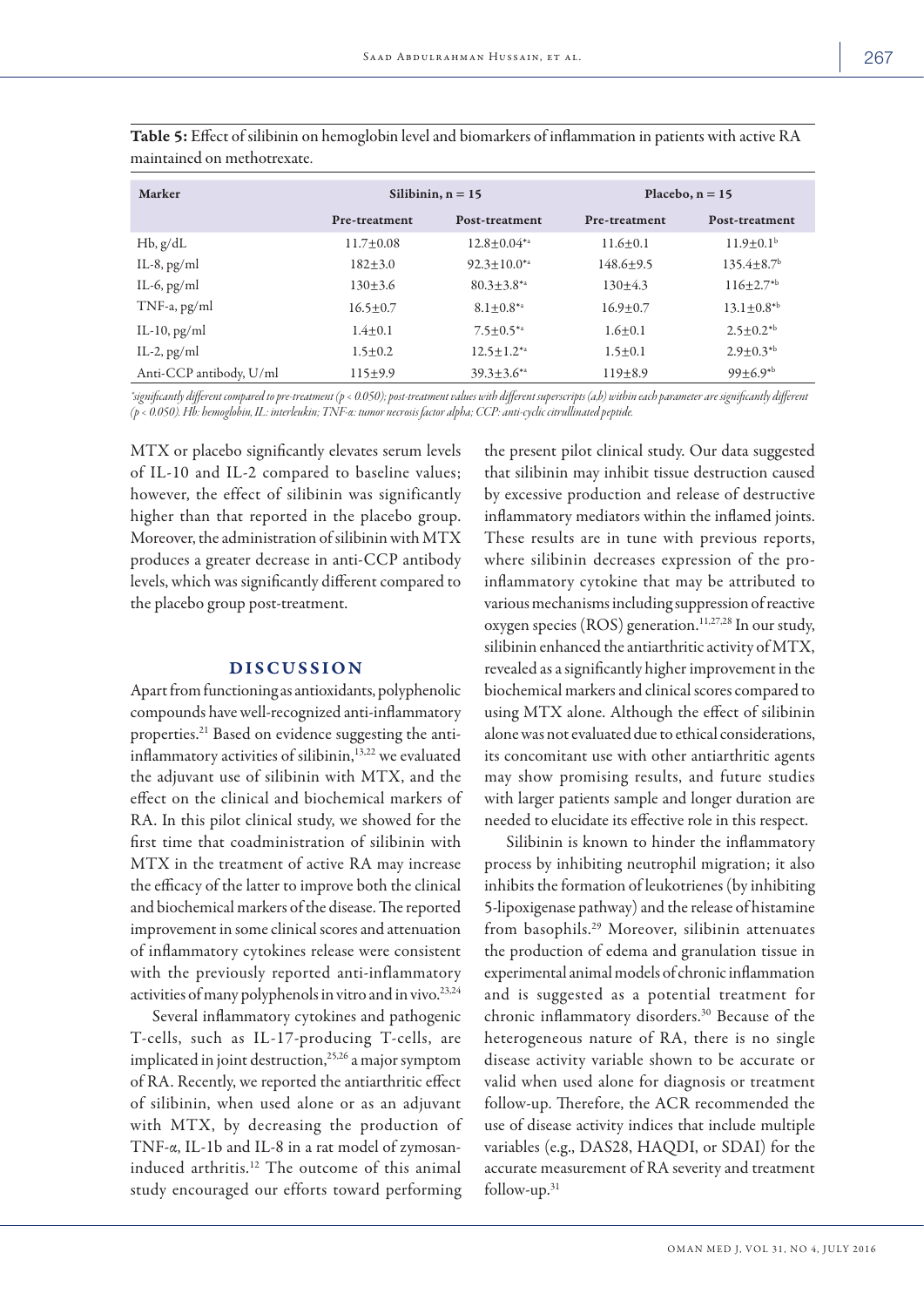**Table 5:** Effect of silibinin on hemoglobin level and biomarkers of inflammation in patients with active RA maintained on methotrexate.

| Marker | Silibinin, n = 15 | | Placebo, n = 15 | |
|---|---|---|---|---|
| | Pre-treatment | Post-treatment | Pre-treatment | Post-treatment |
| Hb, g/dL | 11.7±0.08 | 12.8±0.04*a | 11.6±0.1 | 11.9±0.1b |
| IL-8, pg/ml | 182±3.0 | 92.3±10.0*a | 148.6±9.5 | 135.4±8.7b |
| IL-6, pg/ml | 130±3.6 | 80.3±3.8*a | 130±4.3 | 116±2.7*b |
| TNF-a, pg/ml | 16.5±0.7 | 8.1±0.8*a | 16.9±0.7 | 13.1±0.8*b |
| IL-10, pg/ml | 1.4±0.1 | 7.5±0.5*a | 1.6±0.1 | 2.5±0.2*b |
| IL-2, pg/ml | 1.5±0.2 | 12.5±1.2*a | 1.5±0.1 | 2.9±0.3*b |
| Anti-CCP antibody, U/ml | 115±9.9 | 39.3±3.6*a | 119±8.9 | 99±6.9*b |

*significantly different compared to pre-treatment ($p < 0.050$); post-treatment values with different superscripts (a,b) within each parameter are significantly different ($p < 0.050$). Hb: hemoglobin, IL: interleukin; TNF-α: tumor necrosis factor alpha; CCP: anti-cyclic citrullinated peptide.*

MTX or placebo significantly elevates serum levels of IL-10 and IL-2 compared to baseline values; however, the effect of silibinin was significantly higher than that reported in the placebo group. Moreover, the administration of silibinin with MTX produces a greater decrease in anti-CCP antibody levels, which was significantly different compared to the placebo group post-treatment.

## DISCUSSION

Apart from functioning as antioxidants, polyphenolic compounds have well-recognized anti-inflammatory properties.[21] Based on evidence suggesting the anti-inflammatory activities of silibinin,[13,22] we evaluated the adjuvant use of silibinin with MTX, and the effect on the clinical and biochemical markers of RA. In this pilot clinical study, we showed for the first time that coadministration of silibinin with MTX in the treatment of active RA may increase the efficacy of the latter to improve both the clinical and biochemical markers of the disease. The reported improvement in some clinical scores and attenuation of inflammatory cytokines release were consistent with the previously reported anti-inflammatory activities of many polyphenols in vitro and in vivo.[23,24]

Several inflammatory cytokines and pathogenic T-cells, such as IL-17-producing T-cells, are implicated in joint destruction,[25,26] a major symptom of RA. Recently, we reported the antiarthritic effect of silibinin, when used alone or as an adjuvant with MTX, by decreasing the production of TNF-α, IL-1b and IL-8 in a rat model of zymosan-induced arthritis.[12] The outcome of this animal study encouraged our efforts toward performing the present pilot clinical study. Our data suggested that silibinin may inhibit tissue destruction caused by excessive production and release of destructive inflammatory mediators within the inflamed joints. These results are in tune with previous reports, where silibinin decreases expression of the pro-inflammatory cytokine that may be attributed to various mechanisms including suppression of reactive oxygen species (ROS) generation.[11,27,28] In our study, silibinin enhanced the antiarthritic activity of MTX, revealed as a significantly higher improvement in the biochemical markers and clinical scores compared to using MTX alone. Although the effect of silibinin alone was not evaluated due to ethical considerations, its concomitant use with other antiarthritic agents may show promising results, and future studies with larger patients sample and longer duration are needed to elucidate its effective role in this respect.

Silibinin is known to hinder the inflammatory process by inhibiting neutrophil migration; it also inhibits the formation of leukotrienes (by inhibiting 5-lipoxigenase pathway) and the release of histamine from basophils.[29] Moreover, silibinin attenuates the production of edema and granulation tissue in experimental animal models of chronic inflammation and is suggested as a potential treatment for chronic inflammatory disorders.[30] Because of the heterogeneous nature of RA, there is no single disease activity variable shown to be accurate or valid when used alone for diagnosis or treatment follow-up. Therefore, the ACR recommended the use of disease activity indices that include multiple variables (e.g., DAS28, HAQDI, or SDAI) for the accurate measurement of RA severity and treatment follow-up.[31]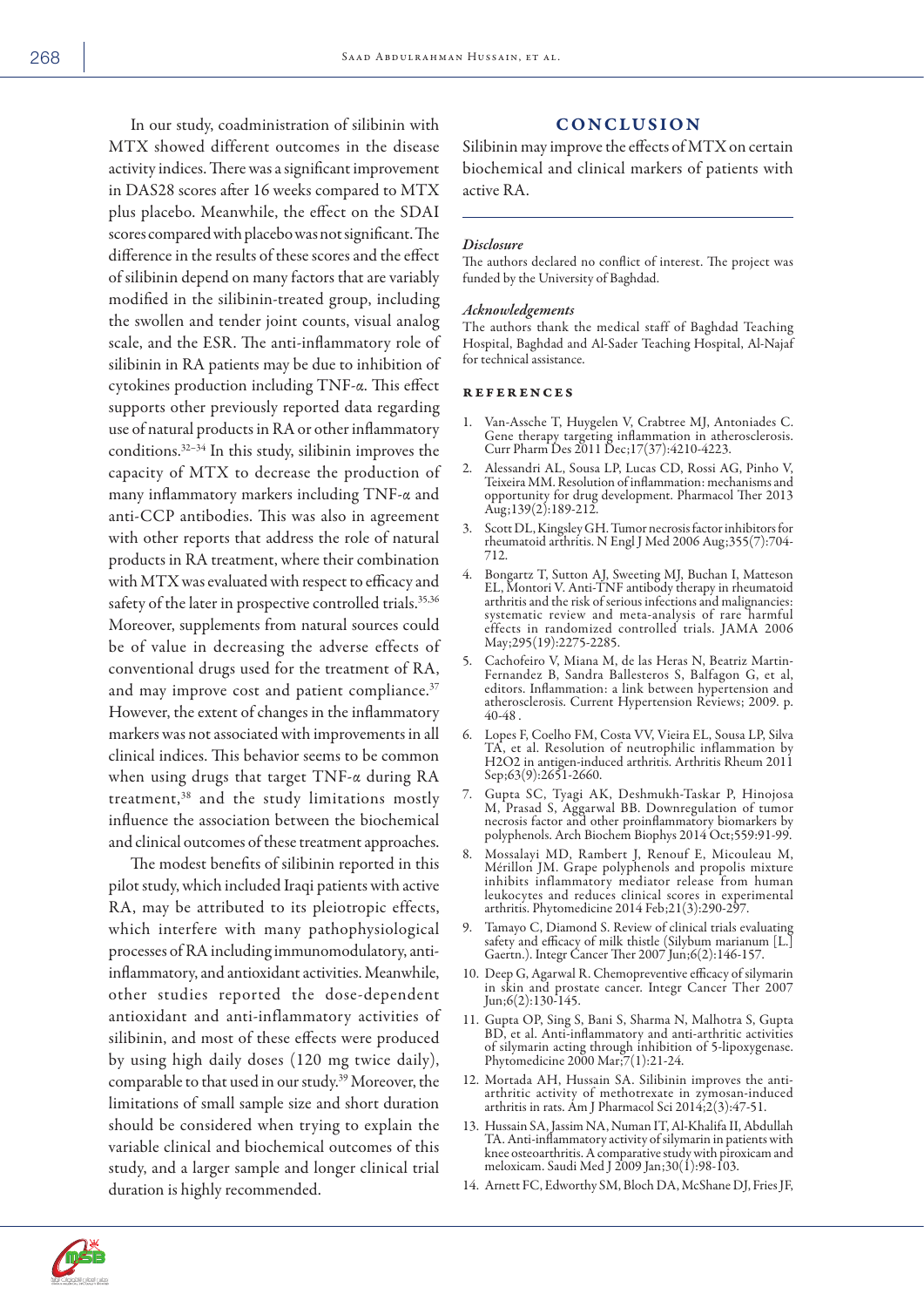In our study, coadministration of silibinin with MTX showed different outcomes in the disease activity indices. There was a significant improvement in DAS28 scores after 16 weeks compared to MTX plus placebo. Meanwhile, the effect on the SDAI scores compared with placebo was not significant. The difference in the results of these scores and the effect of silibinin depend on many factors that are variably modified in the silibinin-treated group, including the swollen and tender joint counts, visual analog scale, and the ESR. The anti-inflammatory role of silibinin in RA patients may be due to inhibition of cytokines production including TNF-α. This effect supports other previously reported data regarding use of natural products in RA or other inflammatory conditions.[32–34] In this study, silibinin improves the capacity of MTX to decrease the production of many inflammatory markers including TNF-α and anti-CCP antibodies. This was also in agreement with other reports that address the role of natural products in RA treatment, where their combination with MTX was evaluated with respect to efficacy and safety of the later in prospective controlled trials.[35,36] Moreover, supplements from natural sources could be of value in decreasing the adverse effects of conventional drugs used for the treatment of RA, and may improve cost and patient compliance.[37] However, the extent of changes in the inflammatory markers was not associated with improvements in all clinical indices. This behavior seems to be common when using drugs that target TNF-α during RA treatment,[38] and the study limitations mostly influence the association between the biochemical and clinical outcomes of these treatment approaches.

The modest benefits of silibinin reported in this pilot study, which included Iraqi patients with active RA, may be attributed to its pleiotropic effects, which interfere with many pathophysiological processes of RA including immunomodulatory, anti-inflammatory, and antioxidant activities. Meanwhile, other studies reported the dose-dependent antioxidant and anti-inflammatory activities of silibinin, and most of these effects were produced by using high daily doses (120 mg twice daily), comparable to that used in our study.[39] Moreover, the limitations of small sample size and short duration should be considered when trying to explain the variable clinical and biochemical outcomes of this study, and a larger sample and longer clinical trial duration is highly recommended.

## CONCLUSION

Silibinin may improve the effects of MTX on certain biochemical and clinical markers of patients with active RA.

### *Disclosure*

The authors declared no conflict of interest. The project was funded by the University of Baghdad.

### *Acknowledgements*

The authors thank the medical staff of Baghdad Teaching Hospital, Baghdad and Al-Sader Teaching Hospital, Al-Najaf for technical assistance.

## REFERENCES

1. Van-Assche T, Huygelen V, Crabtree MJ, Antoniades C. Gene therapy targeting inflammation in atherosclerosis. Curr Pharm Des 2011 Dec;17(37):4210-4223.
2. Alessandri AL, Sousa LP, Lucas CD, Rossi AG, Pinho V, Teixeira MM. Resolution of inflammation: mechanisms and opportunity for drug development. Pharmacol Ther 2013 Aug;139(2):189-212.
3. Scott DL, Kingsley GH. Tumor necrosis factor inhibitors for rheumatoid arthritis. N Engl J Med 2006 Aug;355(7):704-712.
4. Bongartz T, Sutton AJ, Sweeting MJ, Buchan I, Matteson EL, Montori V. Anti-TNF antibody therapy in rheumatoid arthritis and the risk of serious infections and malignancies: systematic review and meta-analysis of rare harmful effects in randomized controlled trials. JAMA 2006 May;295(19):2275-2285.
5. Cachofeiro V, Miana M, de las Heras N, Beatriz Martin-Fernandez B, Sandra Ballesteros S, Balfagon G, et al, editors. Inflammation: a link between hypertension and atherosclerosis. Current Hypertension Reviews; 2009. p. 40-48 .
6. Lopes F, Coelho FM, Costa VV, Vieira EL, Sousa LP, Silva TA, et al. Resolution of neutrophilic inflammation by H2O2 in antigen-induced arthritis. Arthritis Rheum 2011 Sep;63(9):2651-2660.
7. Gupta SC, Tyagi AK, Deshmukh-Taskar P, Hinojosa M, Prasad S, Aggarwal BB. Downregulation of tumor necrosis factor and other proinflammatory biomarkers by polyphenols. Arch Biochem Biophys 2014 Oct;559:91-99.
8. Mossalayi MD, Rambert J, Renouf E, Micouleau M, Mérillon JM. Grape polyphenols and propolis mixture inhibits inflammatory mediator release from human leukocytes and reduces clinical scores in experimental arthritis. Phytomedicine 2014 Feb;21(3):290-297.
9. Tamayo C, Diamond S. Review of clinical trials evaluating safety and efficacy of milk thistle (Silybum marianum [L.] Gaertn.). Integr Cancer Ther 2007 Jun;6(2):146-157.
10. Deep G, Agarwal R. Chemopreventive efficacy of silymarin in skin and prostate cancer. Integr Cancer Ther 2007 Jun;6(2):130-145.
11. Gupta OP, Sing S, Bani S, Sharma N, Malhotra S, Gupta BD, et al. Anti-inflammatory and anti-arthritic activities of silymarin acting through inhibition of 5-lipoxygenase. Phytomedicine 2000 Mar;7(1):21-24.
12. Mortada AH, Hussain SA. Silibinin improves the anti-arthritic activity of methotrexate in zymosan-induced arthritis in rats. Am J Pharmacol Sci 2014;2(3):47-51.
13. Hussain SA, Jassim NA, Numan IT, Al-Khalifa II, Abdullah TA. Anti-inflammatory activity of silymarin in patients with knee osteoarthritis. A comparative study with piroxicam and meloxicam. Saudi Med J 2009 Jan;30(1):98-103.
14. Arnett FC, Edworthy SM, Bloch DA, McShane DJ, Fries JF,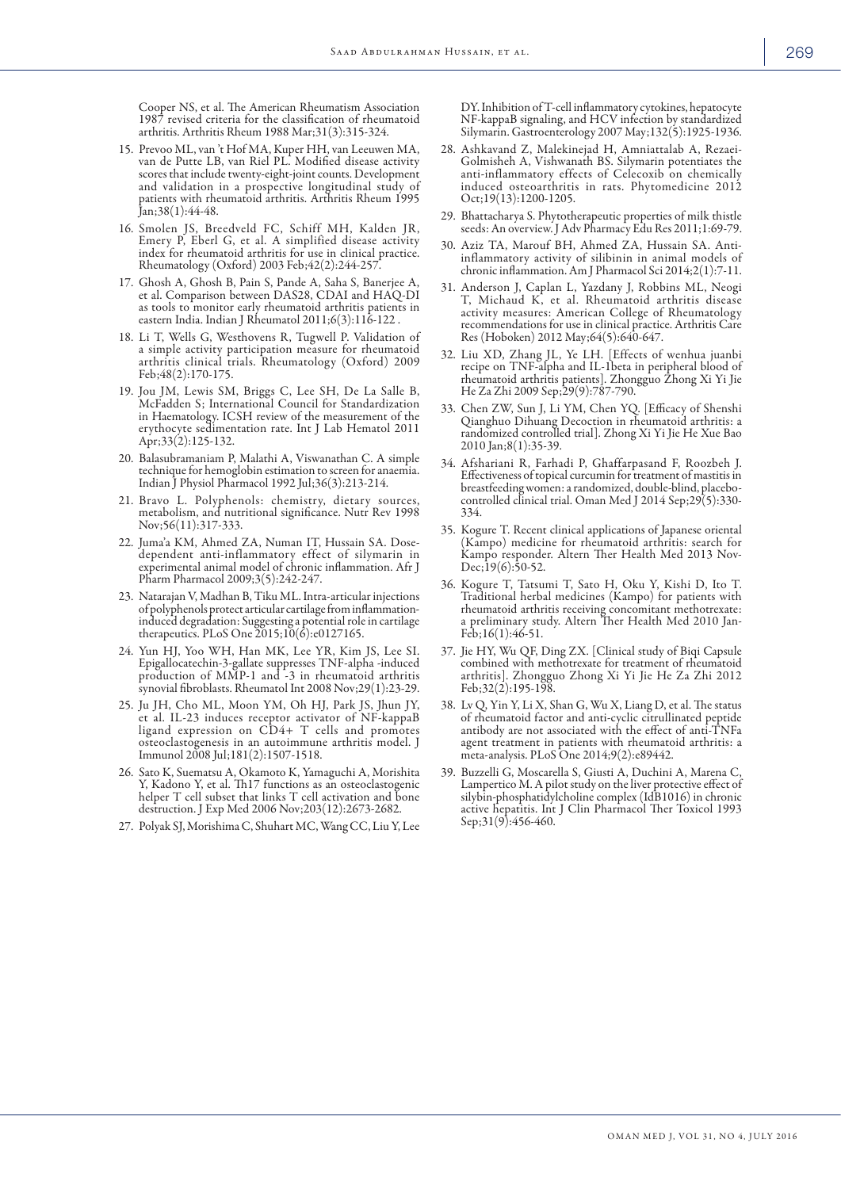Cooper NS, et al. The American Rheumatism Association 1987 revised criteria for the classification of rheumatoid arthritis. Arthritis Rheum 1988 Mar;31(3):315-324.

15. Prevoo ML, van 't Hof MA, Kuper HH, van Leeuwen MA, van de Putte LB, van Riel PL. Modified disease activity scores that include twenty-eight-joint counts. Development and validation in a prospective longitudinal study of patients with rheumatoid arthritis. Arthritis Rheum 1995 Jan;38(1):44-48.
16. Smolen JS, Breedveld FC, Schiff MH, Kalden JR, Emery P, Eberl G, et al. A simplified disease activity index for rheumatoid arthritis for use in clinical practice. Rheumatology (Oxford) 2003 Feb;42(2):244-257.
17. Ghosh A, Ghosh B, Pain S, Pande A, Saha S, Banerjee A, et al. Comparison between DAS28, CDAI and HAQ-DI as tools to monitor early rheumatoid arthritis patients in eastern India. Indian J Rheumatol 2011;6(3):116-122 .
18. Li T, Wells G, Westhovens R, Tugwell P. Validation of a simple activity participation measure for rheumatoid arthritis clinical trials. Rheumatology (Oxford) 2009 Feb;48(2):170-175.
19. Jou JM, Lewis SM, Briggs C, Lee SH, De La Salle B, McFadden S; International Council for Standardization in Haematology. ICSH review of the measurement of the erythocyte sedimentation rate. Int J Lab Hematol 2011 Apr;33(2):125-132.
20. Balasubramaniam P, Malathi A, Viswanathan C. A simple technique for hemoglobin estimation to screen for anaemia. Indian J Physiol Pharmacol 1992 Jul;36(3):213-214.
21. Bravo L. Polyphenols: chemistry, dietary sources, metabolism, and nutritional significance. Nutr Rev 1998 Nov;56(11):317-333.
22. Juma'a KM, Ahmed ZA, Numan IT, Hussain SA. Dose-dependent anti-inflammatory effect of silymarin in experimental animal model of chronic inflammation. Afr J Pharm Pharmacol 2009;3(5):242-247.
23. Natarajan V, Madhan B, Tiku ML. Intra-articular injections of polyphenols protect articular cartilage from inflammation-induced degradation: Suggesting a potential role in cartilage therapeutics. PLoS One 2015;10(6):e0127165.
24. Yun HJ, Yoo WH, Han MK, Lee YR, Kim JS, Lee SI. Epigallocatechin-3-gallate suppresses TNF-alpha -induced production of MMP-1 and -3 in rheumatoid arthritis synovial fibroblasts. Rheumatol Int 2008 Nov;29(1):23-29.
25. Ju JH, Cho ML, Moon YM, Oh HJ, Park JS, Jhun JY, et al. IL-23 induces receptor activator of NF-kappaB ligand expression on CD4+ T cells and promotes osteoclastogenesis in an autoimmune arthritis model. J Immunol 2008 Jul;181(2):1507-1518.
26. Sato K, Suematsu A, Okamoto K, Yamaguchi A, Morishita Y, Kadono Y, et al. Th17 functions as an osteoclastogenic helper T cell subset that links T cell activation and bone destruction. J Exp Med 2006 Nov;203(12):2673-2682.
27. Polyak SJ, Morishima C, Shuhart MC, Wang CC, Liu Y, Lee DY. Inhibition of T-cell inflammatory cytokines, hepatocyte NF-kappaB signaling, and HCV infection by standardized Silymarin. Gastroenterology 2007 May;132(5):1925-1936.
28. Ashkavand Z, Malekinejad H, Amniattalab A, Rezaei-Golmisheh A, Vishwanath BS. Silymarin potentiates the anti-inflammatory effects of Celecoxib on chemically induced osteoarthritis in rats. Phytomedicine 2012 Oct;19(13):1200-1205.
29. Bhattacharya S. Phytotherapeutic properties of milk thistle seeds: An overview. J Adv Pharmacy Edu Res 2011;1:69-79.
30. Aziz TA, Marouf BH, Ahmed ZA, Hussain SA. Anti-inflammatory activity of silibinin in animal models of chronic inflammation. Am J Pharmacol Sci 2014;2(1):7-11.
31. Anderson J, Caplan L, Yazdany J, Robbins ML, Neogi T, Michaud K, et al. Rheumatoid arthritis disease activity measures: American College of Rheumatology recommendations for use in clinical practice. Arthritis Care Res (Hoboken) 2012 May;64(5):640-647.
32. Liu XD, Zhang JL, Ye LH. [Effects of wenhua juanbi recipe on TNF-alpha and IL-1beta in peripheral blood of rheumatoid arthritis patients]. Zhongguo Zhong Xi Yi Jie He Za Zhi 2009 Sep;29(9):787-790.
33. Chen ZW, Sun J, Li YM, Chen YQ. [Efficacy of Shenshi Qianghuo Dihuang Decoction in rheumatoid arthritis: a randomized controlled trial]. Zhong Xi Yi Jie He Xue Bao 2010 Jan;8(1):35-39.
34. Afshariani R, Farhadi P, Ghaffarpasand F, Roozbeh J. Effectiveness of topical curcumin for treatment of mastitis in breastfeeding women: a randomized, double-blind, placebo-controlled clinical trial. Oman Med J 2014 Sep;29(5):330-334.
35. Kogure T. Recent clinical applications of Japanese oriental (Kampo) medicine for rheumatoid arthritis: search for Kampo responder. Altern Ther Health Med 2013 Nov-Dec;19(6):50-52.
36. Kogure T, Tatsumi T, Sato H, Oku Y, Kishi D, Ito T. Traditional herbal medicines (Kampo) for patients with rheumatoid arthritis receiving concomitant methotrexate: a preliminary study. Altern Ther Health Med 2010 Jan-Feb;16(1):46-51.
37. Jie HY, Wu QF, Ding ZX. [Clinical study of Biqi Capsule combined with methotrexate for treatment of rheumatoid arthritis]. Zhongguo Zhong Xi Yi Jie He Za Zhi 2012 Feb;32(2):195-198.
38. Lv Q, Yin Y, Li X, Shan G, Wu X, Liang D, et al. The status of rheumatoid factor and anti-cyclic citrullinated peptide antibody are not associated with the effect of anti-TNFa agent treatment in patients with rheumatoid arthritis: a meta-analysis. PLoS One 2014;9(2):e89442.
39. Buzzelli G, Moscarella S, Giusti A, Duchini A, Marena C, Lampertico M. A pilot study on the liver protective effect of silybin-phosphatidylcholine complex (IdB1016) in chronic active hepatitis. Int J Clin Pharmacol Ther Toxicol 1993 Sep;31(9):456-460.